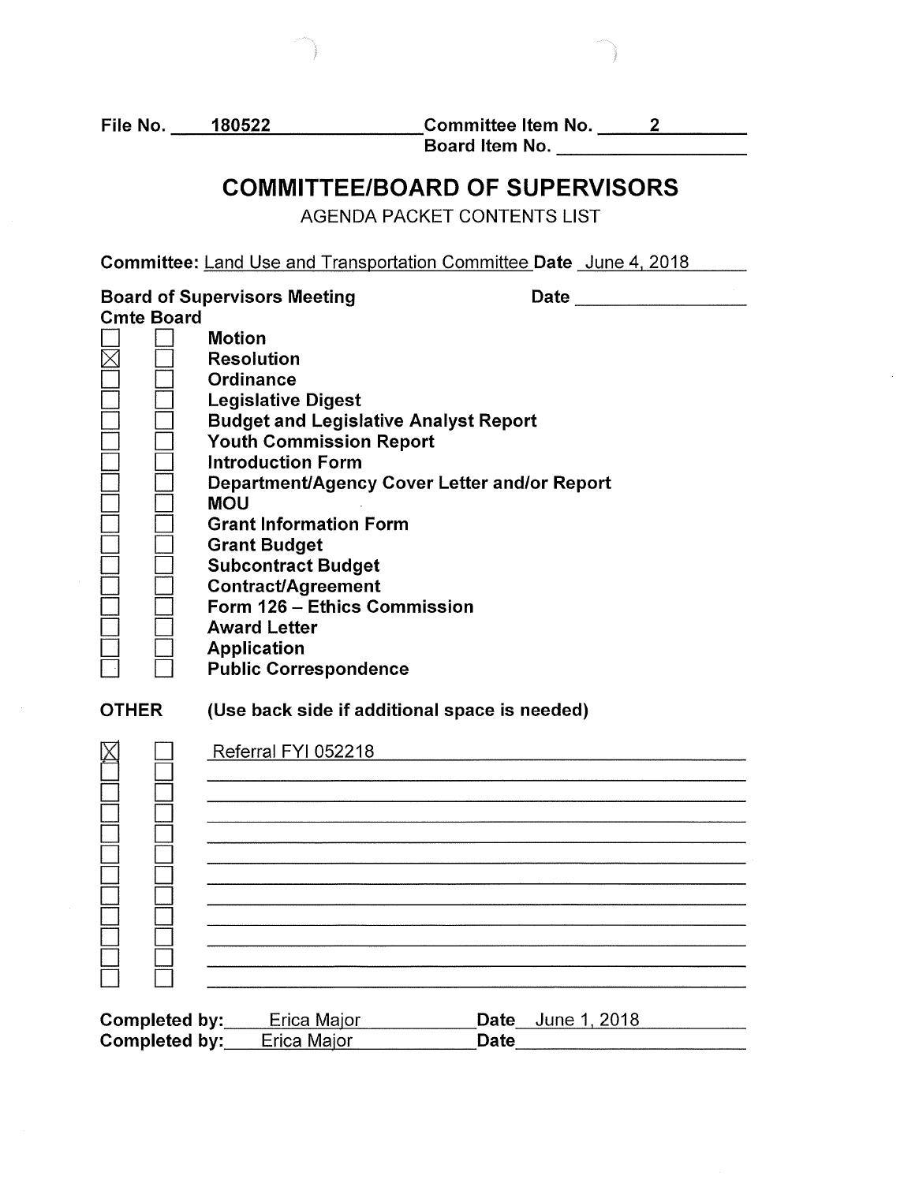File No. 180522 Committee Item No. 2
Board Item No. ____________

# COMMITTEE/BOARD OF SUPERVISORS

AGENDA PACKET CONTENTS LIST

**Committee:** Land Use and Transportation Committee **Date** June 4, 2018

**Board of Supervisors Meeting** **Date** ____________

| Cmte | Board | |
|---|---|---|
| ☐ | ☐ | **Motion** |
| ☒ | ☐ | **Resolution** |
| ☐ | ☐ | **Ordinance** |
| ☐ | ☐ | **Legislative Digest** |
| ☐ | ☐ | **Budget and Legislative Analyst Report** |
| ☐ | ☐ | **Youth Commission Report** |
| ☐ | ☐ | **Introduction Form** |
| ☐ | ☐ | **Department/Agency Cover Letter and/or Report** |
| ☐ | ☐ | **MOU** |
| ☐ | ☐ | **Grant Information Form** |
| ☐ | ☐ | **Grant Budget** |
| ☐ | ☐ | **Subcontract Budget** |
| ☐ | ☐ | **Contract/Agreement** |
| ☐ | ☐ | **Form 126 – Ethics Commission** |
| ☐ | ☐ | **Award Letter** |
| ☐ | ☐ | **Application** |
| ☐ | ☐ | **Public Correspondence** |

**OTHER** **(Use back side if additional space is needed)**

| Cmte | Board | |
|---|---|---|
| ☒ | ☐ | Referral FYI 052218 |
| ☐ | ☐ | |
| ☐ | ☐ | |
| ☐ | ☐ | |
| ☐ | ☐ | |
| ☐ | ☐ | |
| ☐ | ☐ | |
| ☐ | ☐ | |
| ☐ | ☐ | |
| ☐ | ☐ | |
| ☐ | ☐ | |
| ☐ | ☐ | |

**Completed by:** Erica Major **Date** June 1, 2018
**Completed by:** Erica Major **Date** ____________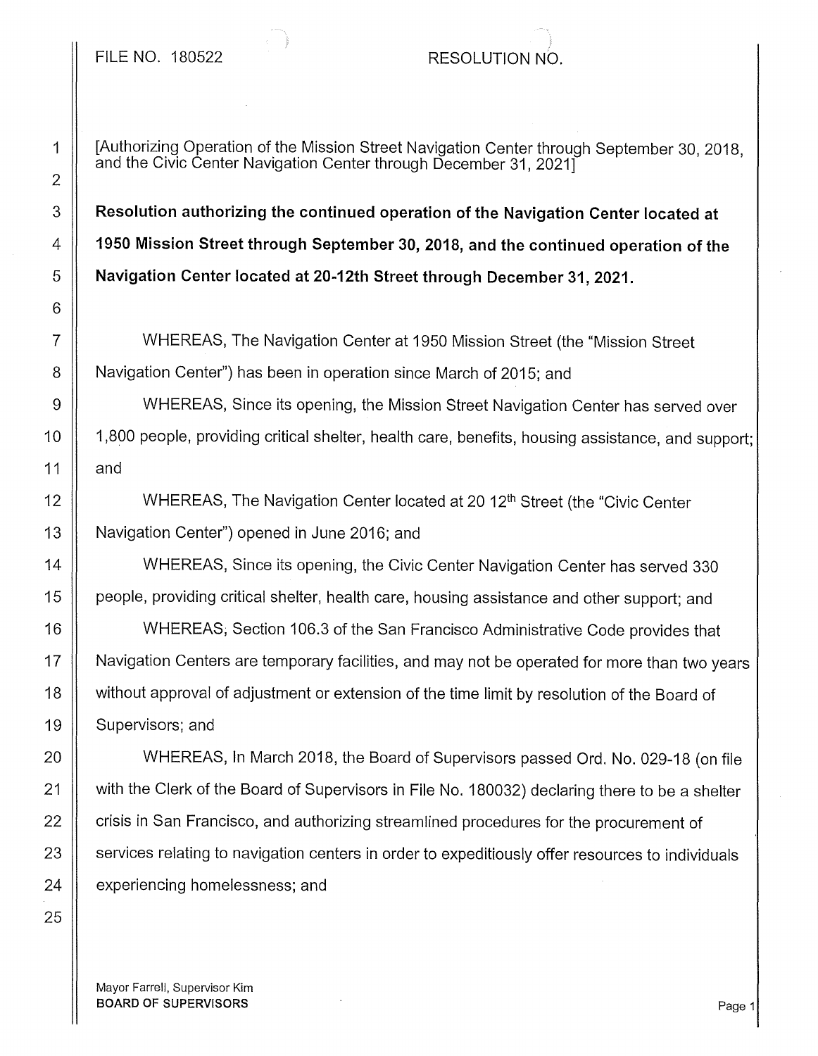FILE NO. 180522 RESOLUTION NO.

[Authorizing Operation of the Mission Street Navigation Center through September 30, 2018, and the Civic Center Navigation Center through December 31, 2021]

**Resolution authorizing the continued operation of the Navigation Center located at 1950 Mission Street through September 30, 2018, and the continued operation of the Navigation Center located at 20-12th Street through December 31, 2021.**

WHEREAS, The Navigation Center at 1950 Mission Street (the "Mission Street Navigation Center") has been in operation since March of 2015; and

WHEREAS, Since its opening, the Mission Street Navigation Center has served over 1,800 people, providing critical shelter, health care, benefits, housing assistance, and support; and

WHEREAS, The Navigation Center located at 20 12th Street (the "Civic Center Navigation Center") opened in June 2016; and

WHEREAS, Since its opening, the Civic Center Navigation Center has served 330 people, providing critical shelter, health care, housing assistance and other support; and

WHEREAS, Section 106.3 of the San Francisco Administrative Code provides that Navigation Centers are temporary facilities, and may not be operated for more than two years without approval of adjustment or extension of the time limit by resolution of the Board of Supervisors; and

WHEREAS, In March 2018, the Board of Supervisors passed Ord. No. 029-18 (on file with the Clerk of the Board of Supervisors in File No. 180032) declaring there to be a shelter crisis in San Francisco, and authorizing streamlined procedures for the procurement of services relating to navigation centers in order to expeditiously offer resources to individuals experiencing homelessness; and

Mayor Farrell, Supervisor Kim
**BOARD OF SUPERVISORS**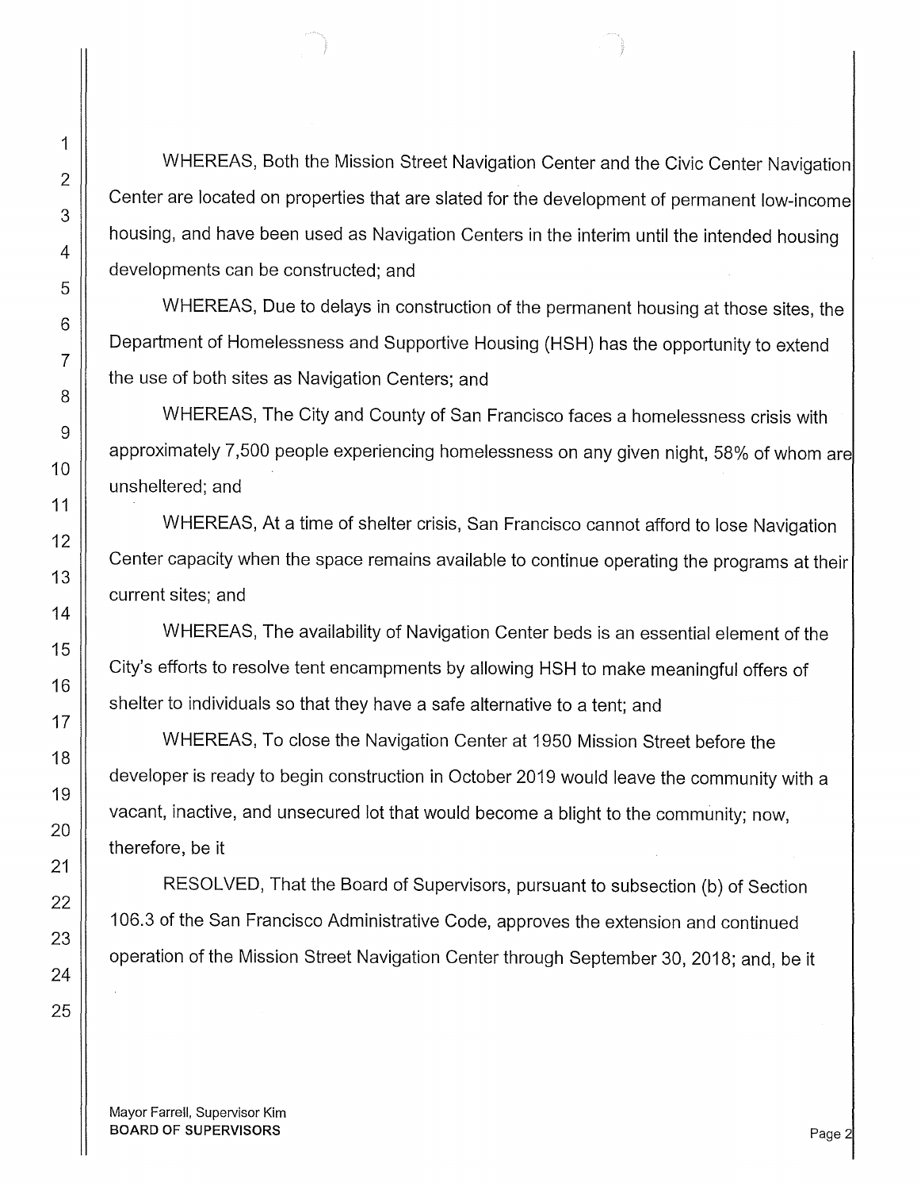WHEREAS, Both the Mission Street Navigation Center and the Civic Center Navigation Center are located on properties that are slated for the development of permanent low-income housing, and have been used as Navigation Centers in the interim until the intended housing developments can be constructed; and

WHEREAS, Due to delays in construction of the permanent housing at those sites, the Department of Homelessness and Supportive Housing (HSH) has the opportunity to extend the use of both sites as Navigation Centers; and

WHEREAS, The City and County of San Francisco faces a homelessness crisis with approximately 7,500 people experiencing homelessness on any given night, 58% of whom are unsheltered; and

WHEREAS, At a time of shelter crisis, San Francisco cannot afford to lose Navigation Center capacity when the space remains available to continue operating the programs at their current sites; and

WHEREAS, The availability of Navigation Center beds is an essential element of the City's efforts to resolve tent encampments by allowing HSH to make meaningful offers of shelter to individuals so that they have a safe alternative to a tent; and

WHEREAS, To close the Navigation Center at 1950 Mission Street before the developer is ready to begin construction in October 2019 would leave the community with a vacant, inactive, and unsecured lot that would become a blight to the community; now, therefore, be it

RESOLVED, That the Board of Supervisors, pursuant to subsection (b) of Section 106.3 of the San Francisco Administrative Code, approves the extension and continued operation of the Mission Street Navigation Center through September 30, 2018; and, be it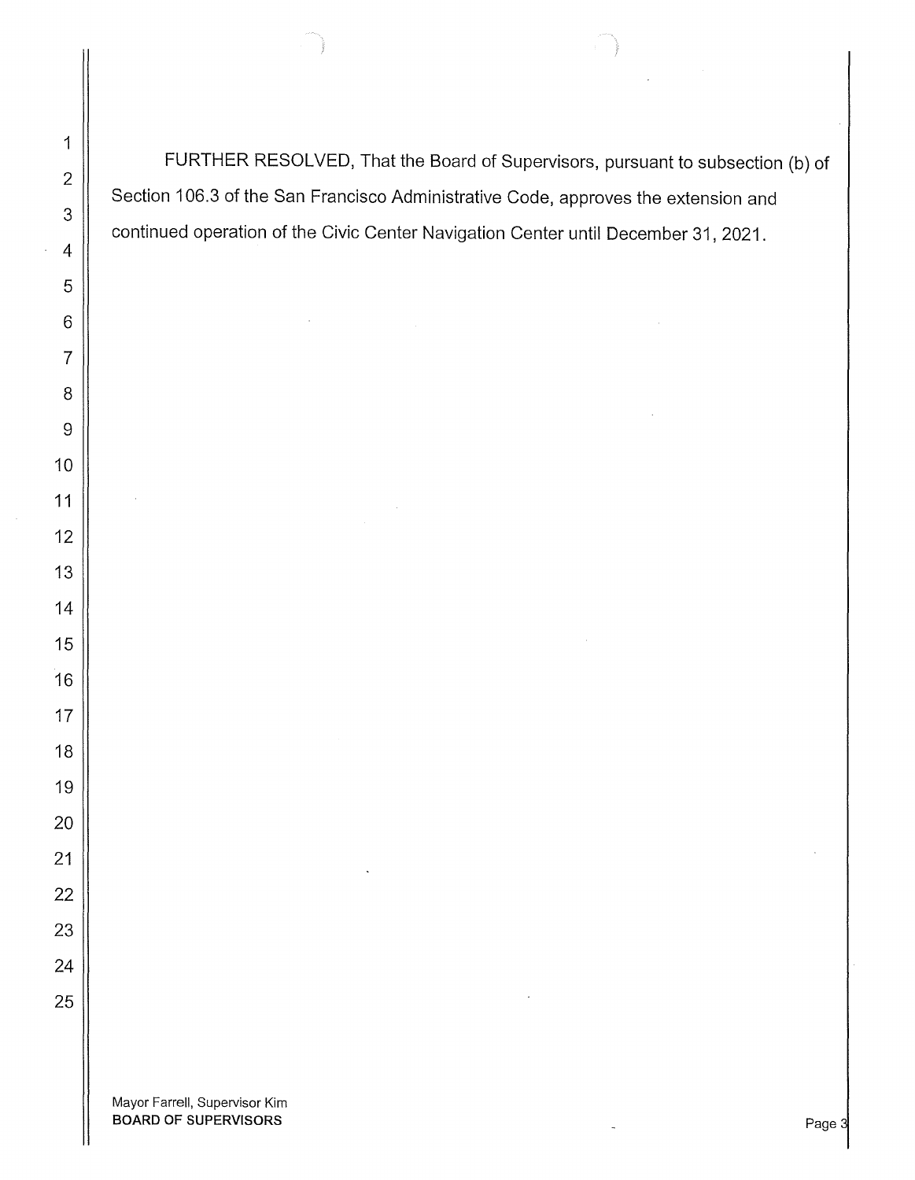FURTHER RESOLVED, That the Board of Supervisors, pursuant to subsection (b) of Section 106.3 of the San Francisco Administrative Code, approves the extension and continued operation of the Civic Center Navigation Center until December 31, 2021.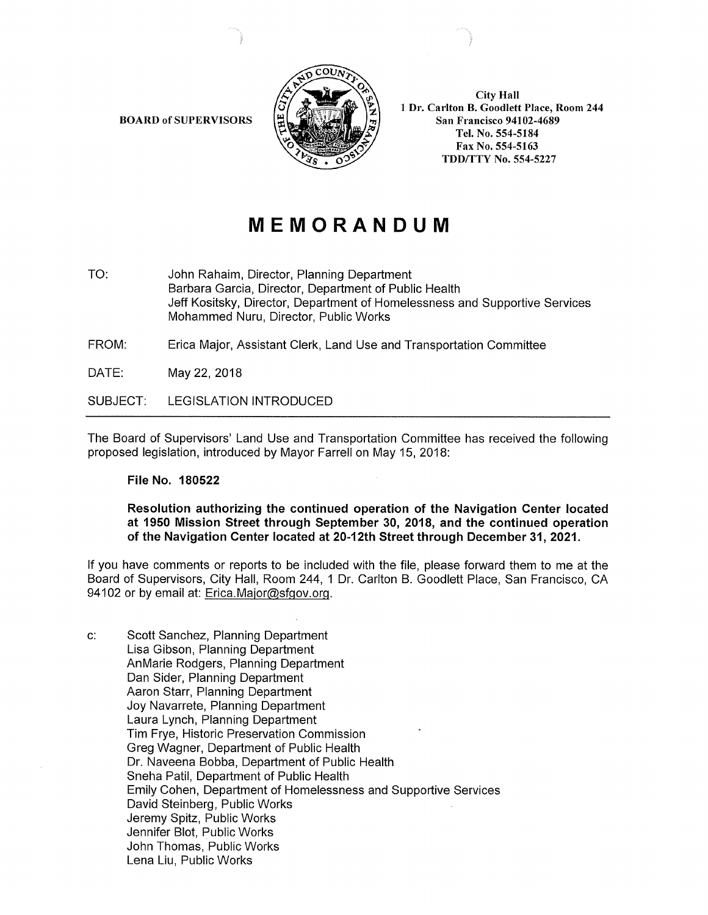BOARD of SUPERVISORS

City Hall
1 Dr. Carlton B. Goodlett Place, Room 244
San Francisco 94102-4689
Tel. No. 554-5184
Fax No. 554-5163
TDD/TTY No. 554-5227

# MEMORANDUM

TO: John Rahaim, Director, Planning Department
Barbara Garcia, Director, Department of Public Health
Jeff Kositsky, Director, Department of Homelessness and Supportive Services
Mohammed Nuru, Director, Public Works

FROM: Erica Major, Assistant Clerk, Land Use and Transportation Committee

DATE: May 22, 2018

SUBJECT: LEGISLATION INTRODUCED

---

The Board of Supervisors' Land Use and Transportation Committee has received the following proposed legislation, introduced by Mayor Farrell on May 15, 2018:

**File No. 180522**

**Resolution authorizing the continued operation of the Navigation Center located at 1950 Mission Street through September 30, 2018, and the continued operation of the Navigation Center located at 20-12th Street through December 31, 2021.**

If you have comments or reports to be included with the file, please forward them to me at the Board of Supervisors, City Hall, Room 244, 1 Dr. Carlton B. Goodlett Place, San Francisco, CA 94102 or by email at: Erica.Major@sfgov.org.

c: Scott Sanchez, Planning Department
Lisa Gibson, Planning Department
AnMarie Rodgers, Planning Department
Dan Sider, Planning Department
Aaron Starr, Planning Department
Joy Navarrete, Planning Department
Laura Lynch, Planning Department
Tim Frye, Historic Preservation Commission
Greg Wagner, Department of Public Health
Dr. Naveena Bobba, Department of Public Health
Sneha Patil, Department of Public Health
Emily Cohen, Department of Homelessness and Supportive Services
David Steinberg, Public Works
Jeremy Spitz, Public Works
Jennifer Blot, Public Works
John Thomas, Public Works
Lena Liu, Public Works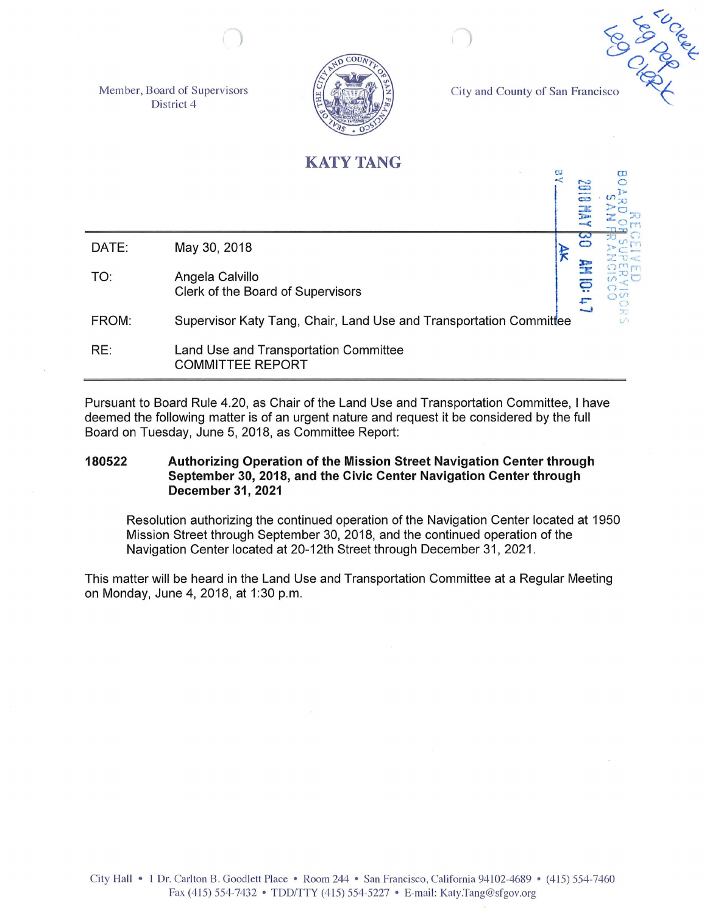Member, Board of Supervisors
District 4

City and County of San Francisco

# KATY TANG

| | |
|---|---|
| DATE: | May 30, 2018 |
| TO: | Angela Calvillo<br>Clerk of the Board of Supervisors |
| FROM: | Supervisor Katy Tang, Chair, Land Use and Transportation Committee |
| RE: | Land Use and Transportation Committee<br>COMMITTEE REPORT |

RECEIVED
BOARD OF SUPERVISORS
SAN FRANCISCO
2018 MAY 30 AM 10:47
BY AK

Pursuant to Board Rule 4.20, as Chair of the Land Use and Transportation Committee, I have deemed the following matter is of an urgent nature and request it be considered by the full Board on Tuesday, June 5, 2018, as Committee Report:

**180522 Authorizing Operation of the Mission Street Navigation Center through September 30, 2018, and the Civic Center Navigation Center through December 31, 2021**

Resolution authorizing the continued operation of the Navigation Center located at 1950 Mission Street through September 30, 2018, and the continued operation of the Navigation Center located at 20-12th Street through December 31, 2021.

This matter will be heard in the Land Use and Transportation Committee at a Regular Meeting on Monday, June 4, 2018, at 1:30 p.m.

City Hall • 1 Dr. Carlton B. Goodlett Place • Room 244 • San Francisco, California 94102-4689 • (415) 554-7460
Fax (415) 554-7432 • TDD/TTY (415) 554-5227 • E-mail: Katy.Tang@sfgov.org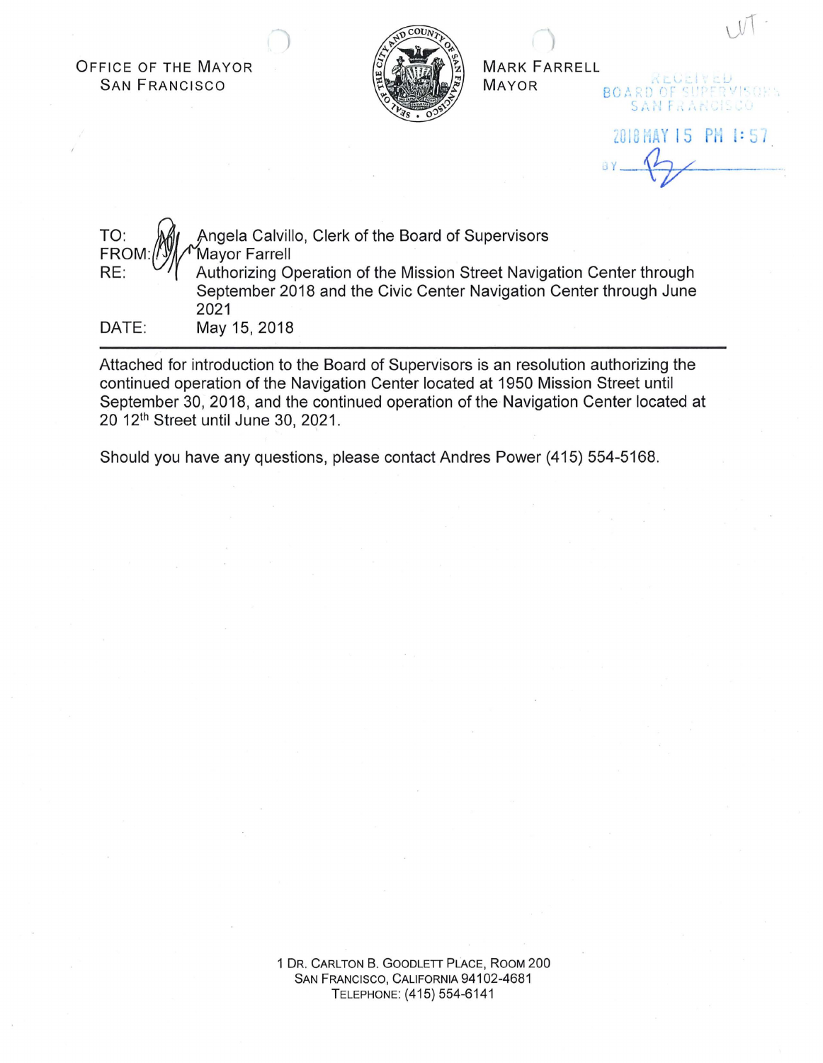OFFICE OF THE MAYOR
SAN FRANCISCO

MARK FARRELL
MAYOR

RECEIVED
BOARD OF SUPERVISORS
SAN FRANCISCO

2018 MAY 15 PM 1:57

BY ______

TO: Angela Calvillo, Clerk of the Board of Supervisors
FROM: Mayor Farrell
RE: Authorizing Operation of the Mission Street Navigation Center through September 2018 and the Civic Center Navigation Center through June 2021
DATE: May 15, 2018

---

Attached for introduction to the Board of Supervisors is an resolution authorizing the continued operation of the Navigation Center located at 1950 Mission Street until September 30, 2018, and the continued operation of the Navigation Center located at 20 12th Street until June 30, 2021.

Should you have any questions, please contact Andres Power (415) 554-5168.

1 DR. CARLTON B. GOODLETT PLACE, ROOM 200
SAN FRANCISCO, CALIFORNIA 94102-4681
TELEPHONE: (415) 554-6141